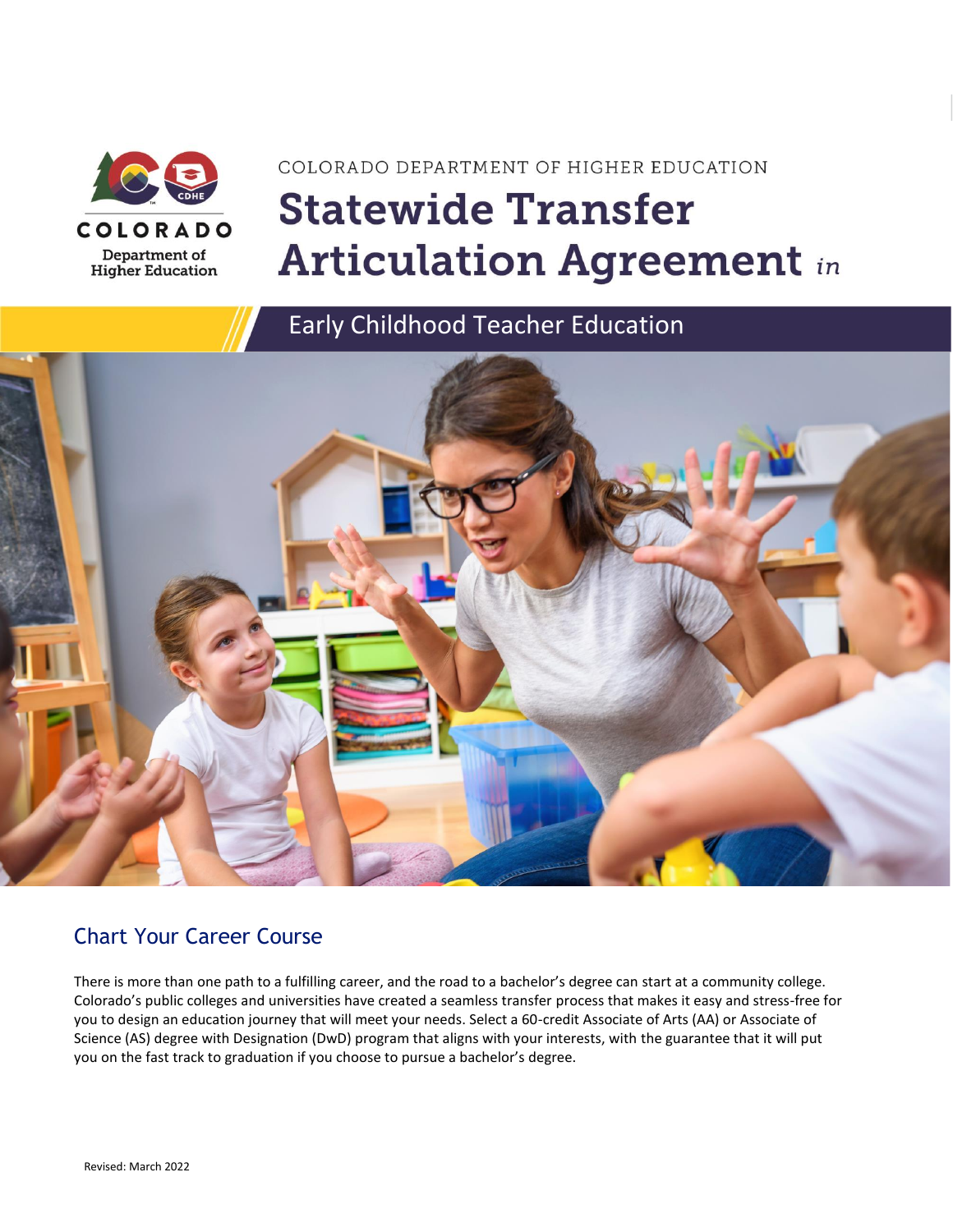COLORADO DEPARTMENT OF HIGHER EDUCATION

# Statewide Transfer Articulation Agreement *in*

## Early Childhood Teacher Education

## Chart Your Career Course

There is more than one path to a fulfilling career, and the road to a bachelor's degree can start at a community college. Colorado's public colleges and universities have created a seamless transfer process that makes it easy and stress-free for you to design an education journey that will meet your needs. Select a 60-credit Associate of Arts (AA) or Associate of Science (AS) degree with Designation (DwD) program that aligns with your interests, with the guarantee that it will put you on the fast track to graduation if you choose to pursue a bachelor's degree.

Revised: March 2022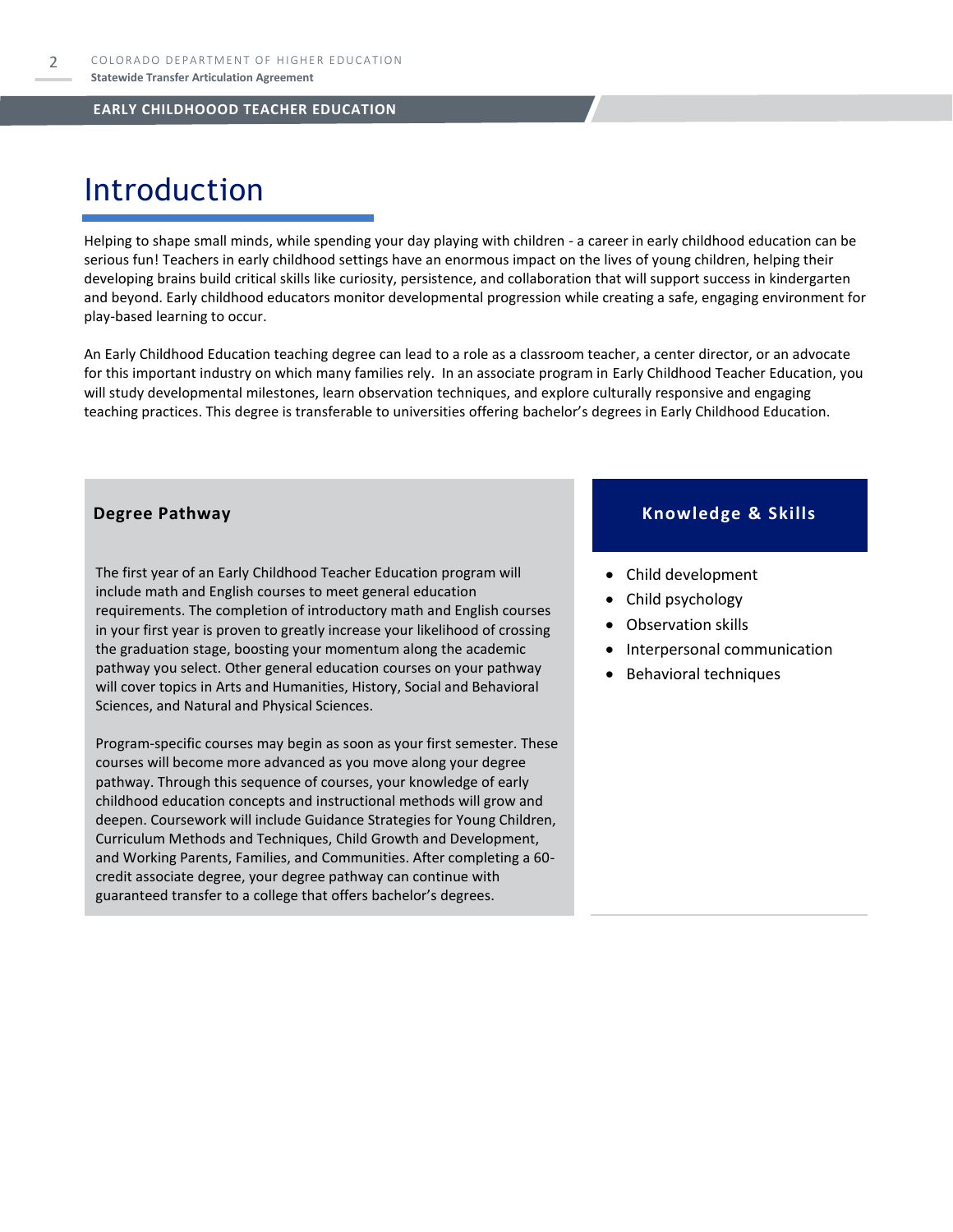# Introduction

Helping to shape small minds, while spending your day playing with children - a career in early childhood education can be serious fun! Teachers in early childhood settings have an enormous impact on the lives of young children, helping their developing brains build critical skills like curiosity, persistence, and collaboration that will support success in kindergarten and beyond. Early childhood educators monitor developmental progression while creating a safe, engaging environment for play-based learning to occur.

An Early Childhood Education teaching degree can lead to a role as a classroom teacher, a center director, or an advocate for this important industry on which many families rely. In an associate program in Early Childhood Teacher Education, you will study developmental milestones, learn observation techniques, and explore culturally responsive and engaging teaching practices. This degree is transferable to universities offering bachelor's degrees in Early Childhood Education.

## Degree Pathway

The first year of an Early Childhood Teacher Education program will include math and English courses to meet general education requirements. The completion of introductory math and English courses in your first year is proven to greatly increase your likelihood of crossing the graduation stage, boosting your momentum along the academic pathway you select. Other general education courses on your pathway will cover topics in Arts and Humanities, History, Social and Behavioral Sciences, and Natural and Physical Sciences.

Program-specific courses may begin as soon as your first semester. These courses will become more advanced as you move along your degree pathway. Through this sequence of courses, your knowledge of early childhood education concepts and instructional methods will grow and deepen. Coursework will include Guidance Strategies for Young Children, Curriculum Methods and Techniques, Child Growth and Development, and Working Parents, Families, and Communities. After completing a 60-credit associate degree, your degree pathway can continue with guaranteed transfer to a college that offers bachelor's degrees.

## Knowledge & Skills

- Child development
- Child psychology
- Observation skills
- Interpersonal communication
- Behavioral techniques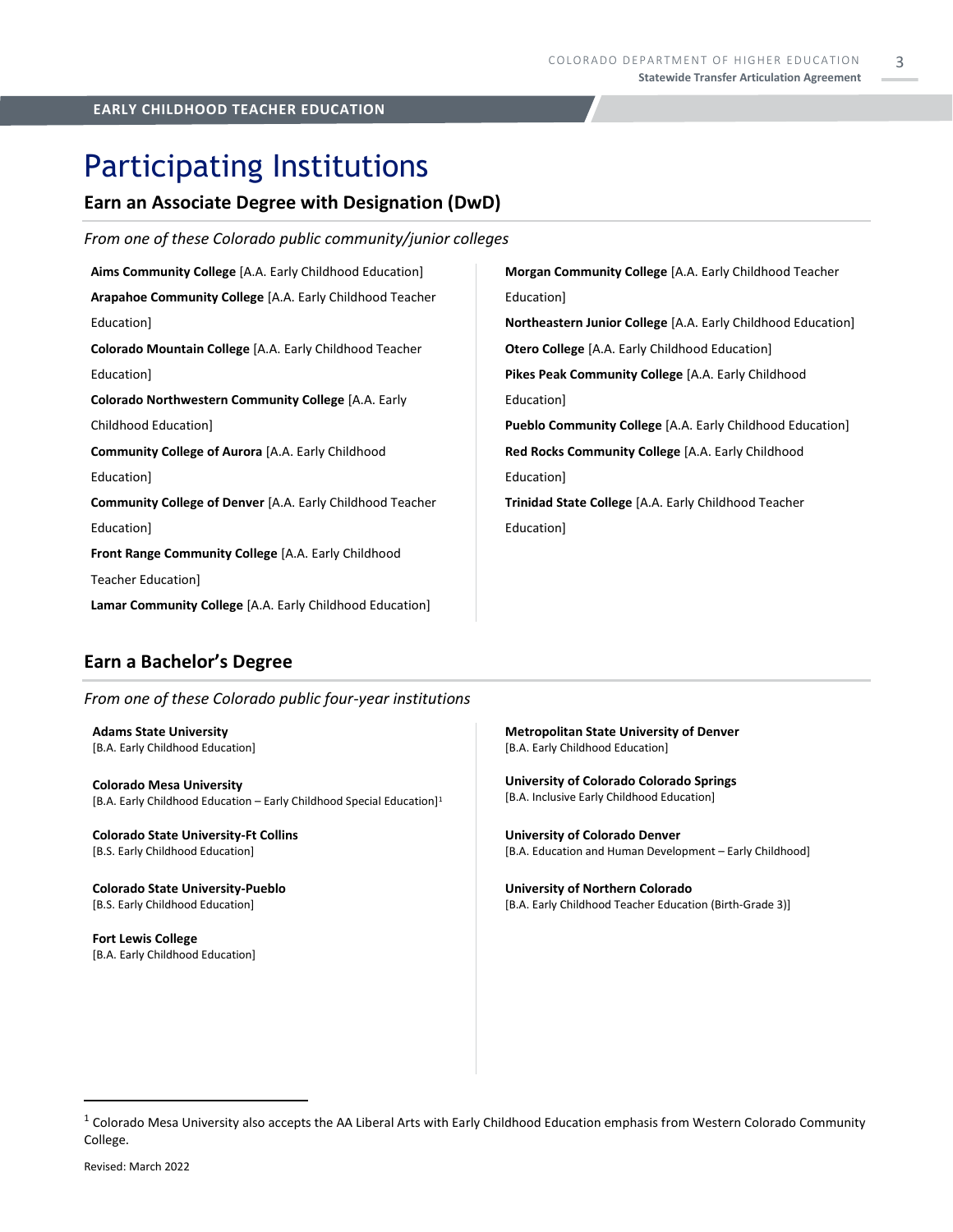EARLY CHILDHOOD TEACHER EDUCATION

# Participating Institutions

## Earn an Associate Degree with Designation (DwD)

*From one of these Colorado public community/junior colleges*

**Aims Community College** [A.A. Early Childhood Education]

**Arapahoe Community College** [A.A. Early Childhood Teacher Education]

**Colorado Mountain College** [A.A. Early Childhood Teacher Education]

**Colorado Northwestern Community College** [A.A. Early Childhood Education]

**Community College of Aurora** [A.A. Early Childhood Education]

**Community College of Denver** [A.A. Early Childhood Teacher Education]

**Front Range Community College** [A.A. Early Childhood Teacher Education]

**Lamar Community College** [A.A. Early Childhood Education]

**Morgan Community College** [A.A. Early Childhood Teacher Education]

**Northeastern Junior College** [A.A. Early Childhood Education]

**Otero College** [A.A. Early Childhood Education]

**Pikes Peak Community College** [A.A. Early Childhood Education]

**Pueblo Community College** [A.A. Early Childhood Education]

**Red Rocks Community College** [A.A. Early Childhood Education]

**Trinidad State College** [A.A. Early Childhood Teacher Education]

## Earn a Bachelor's Degree

*From one of these Colorado public four-year institutions*

**Adams State University**
[B.A. Early Childhood Education]

**Colorado Mesa University**
[B.A. Early Childhood Education – Early Childhood Special Education][1]

**Colorado State University-Ft Collins**
[B.S. Early Childhood Education]

**Colorado State University-Pueblo**
[B.S. Early Childhood Education]

**Fort Lewis College**
[B.A. Early Childhood Education]

**Metropolitan State University of Denver**
[B.A. Early Childhood Education]

**University of Colorado Colorado Springs**
[B.A. Inclusive Early Childhood Education]

**University of Colorado Denver**
[B.A. Education and Human Development – Early Childhood]

**University of Northern Colorado**
[B.A. Early Childhood Teacher Education (Birth-Grade 3)]

---

[1] Colorado Mesa University also accepts the AA Liberal Arts with Early Childhood Education emphasis from Western Colorado Community College.

Revised: March 2022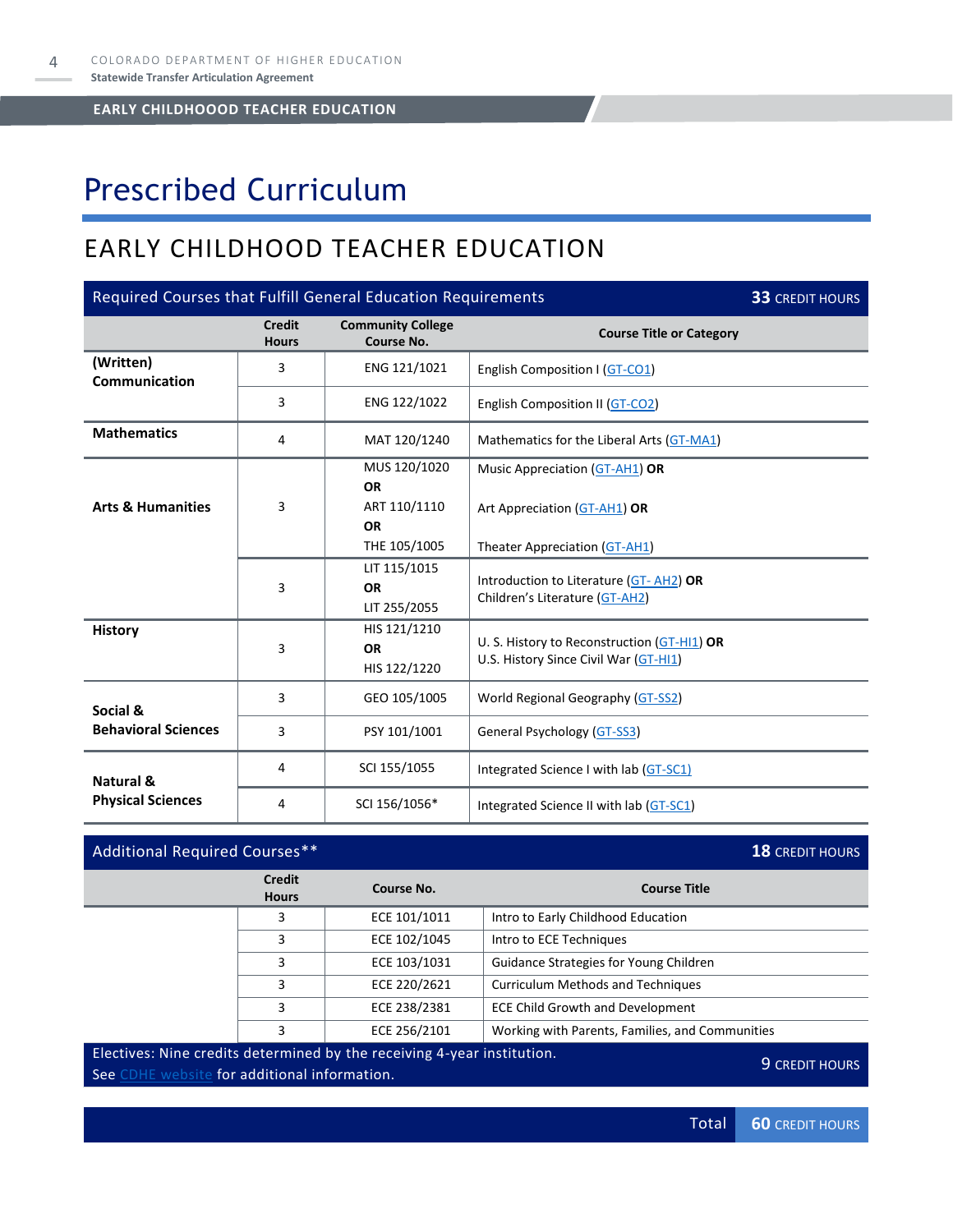# Prescribed Curriculum

## EARLY CHILDHOOD TEACHER EDUCATION

| Required Courses that Fulfill General Education Requirements | | | 33 CREDIT HOURS |
|---|---|---|---|
| | **Credit Hours** | **Community College Course No.** | **Course Title or Category** |
| **(Written) Communication** | 3 | ENG 121/1021 | English Composition I (GT-CO1) |
| | 3 | ENG 122/1022 | English Composition II (GT-CO2) |
| **Mathematics** | 4 | MAT 120/1240 | Mathematics for the Liberal Arts (GT-MA1) |
| **Arts & Humanities** | 3 | MUS 120/1020 **OR** ART 110/1110 **OR** THE 105/1005 | Music Appreciation (GT-AH1) **OR** Art Appreciation (GT-AH1) **OR** Theater Appreciation (GT-AH1) |
| | 3 | LIT 115/1015 **OR** LIT 255/2055 | Introduction to Literature (GT- AH2) **OR** Children's Literature (GT-AH2) |
| **History** | 3 | HIS 121/1210 **OR** HIS 122/1220 | U. S. History to Reconstruction (GT-HI1) **OR** U.S. History Since Civil War (GT-HI1) |
| **Social & Behavioral Sciences** | 3 | GEO 105/1005 | World Regional Geography (GT-SS2) |
| | 3 | PSY 101/1001 | General Psychology (GT-SS3) |
| **Natural & Physical Sciences** | 4 | SCI 155/1055 | Integrated Science I with lab (GT-SC1) |
| | 4 | SCI 156/1056* | Integrated Science II with lab (GT-SC1) |

| Additional Required Courses** | | | 18 CREDIT HOURS |
|---|---|---|---|
| | **Credit Hours** | **Course No.** | **Course Title** |
| | 3 | ECE 101/1011 | Intro to Early Childhood Education |
| | 3 | ECE 102/1045 | Intro to ECE Techniques |
| | 3 | ECE 103/1031 | Guidance Strategies for Young Children |
| | 3 | ECE 220/2621 | Curriculum Methods and Techniques |
| | 3 | ECE 238/2381 | ECE Child Growth and Development |
| | 3 | ECE 256/2101 | Working with Parents, Families, and Communities |
| Electives: Nine credits determined by the receiving 4-year institution. See CDHE website for additional information. | | | 9 CREDIT HOURS |
| | | Total | 60 CREDIT HOURS |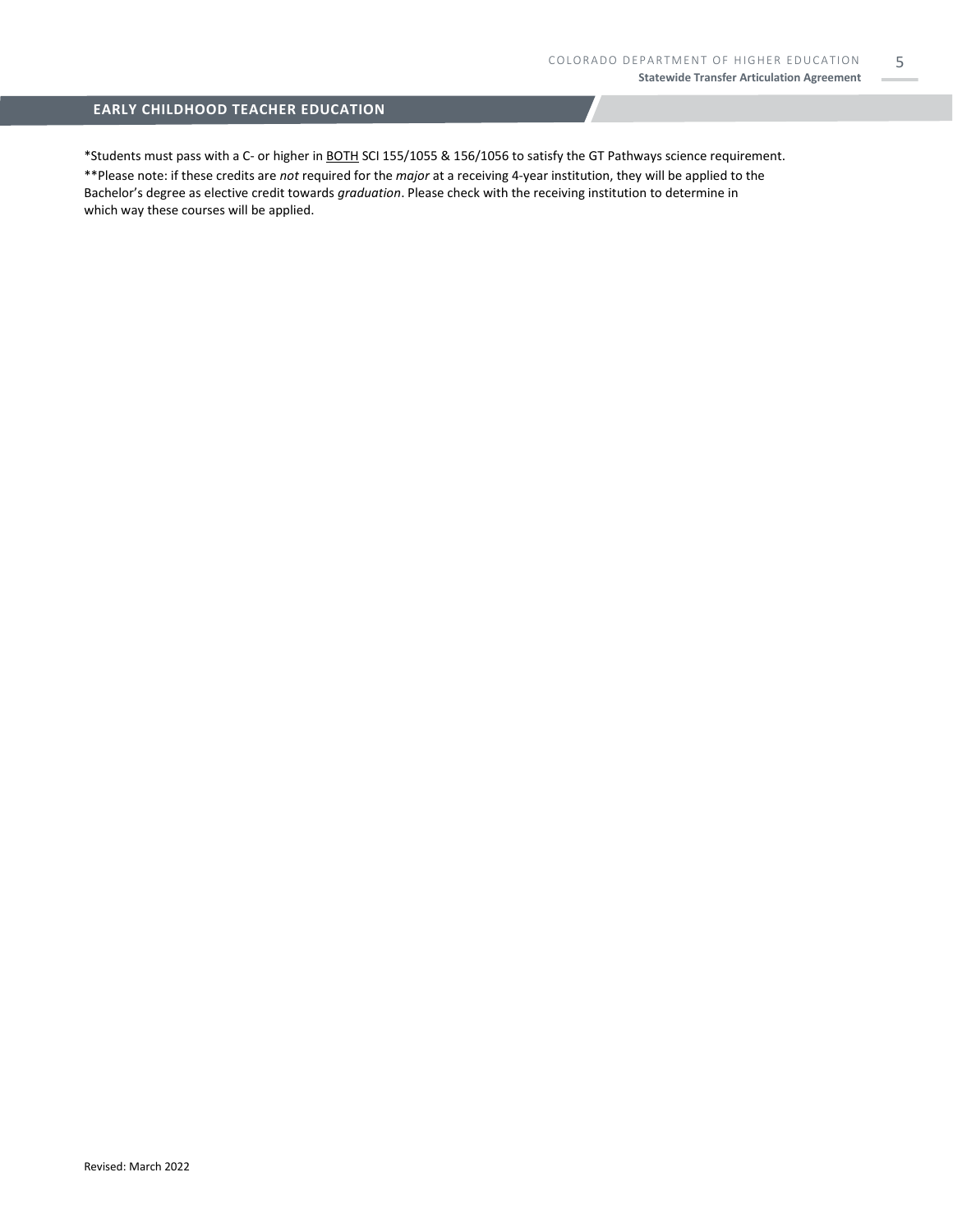## EARLY CHILDHOOD TEACHER EDUCATION

*Students must pass with a C- or higher in <u>BOTH</u> SCI 155/1055 & 156/1056 to satisfy the GT Pathways science requirement.

**Please note: if these credits are *not* required for the *major* at a receiving 4-year institution, they will be applied to the Bachelor's degree as elective credit towards *graduation*. Please check with the receiving institution to determine in which way these courses will be applied.

Revised: March 2022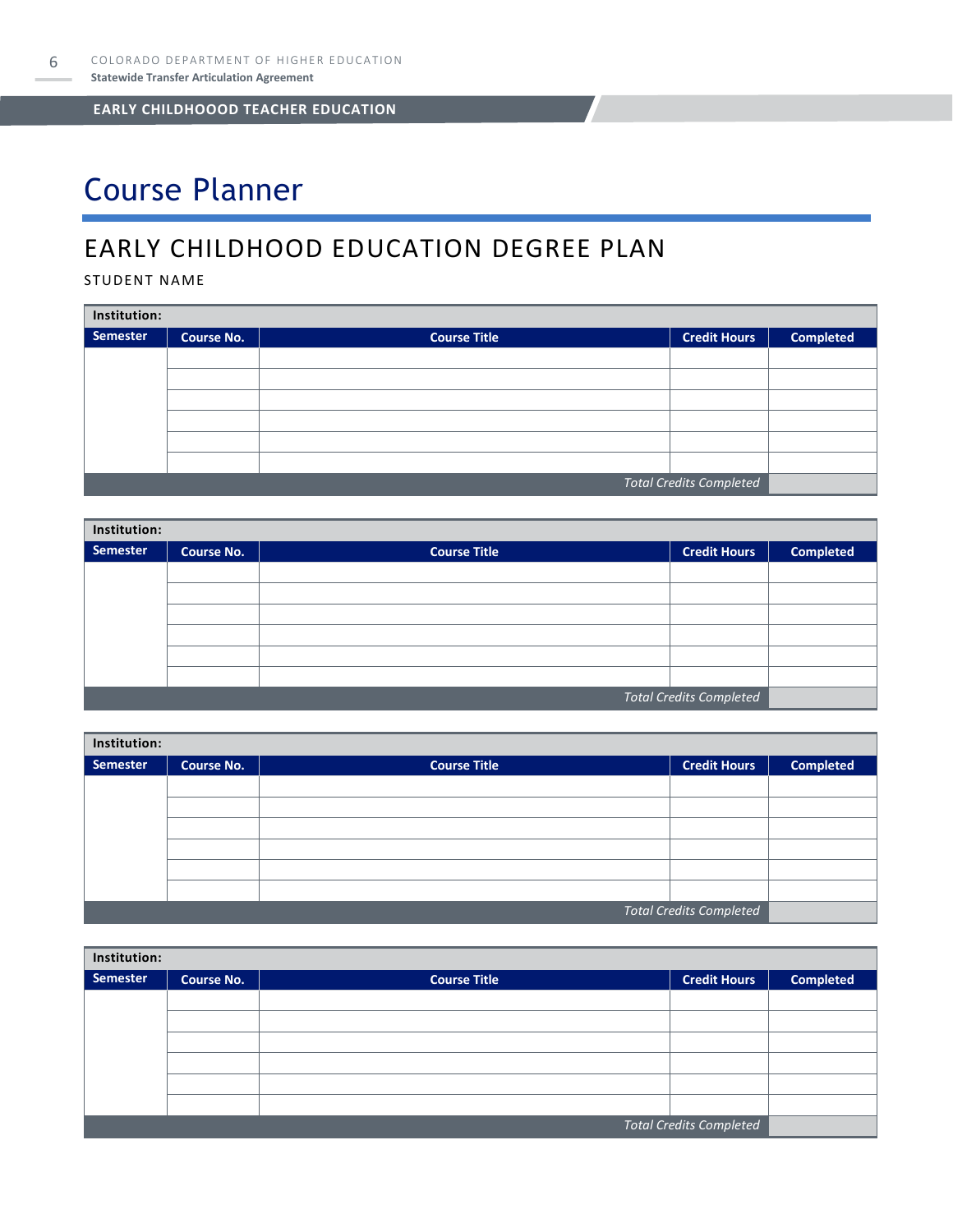# Course Planner

## EARLY CHILDHOOD EDUCATION DEGREE PLAN

STUDENT NAME

| Institution: | | | | |
|---|---|---|---|---|
| **Semester** | **Course No.** | **Course Title** | **Credit Hours** | **Completed** |
| | | | | |
| | | | | |
| | | | | |
| | | | | |
| | | | | |
| | | | | |
| | | | *Total Credits Completed* | |

| Institution: | | | | |
|---|---|---|---|---|
| **Semester** | **Course No.** | **Course Title** | **Credit Hours** | **Completed** |
| | | | | |
| | | | | |
| | | | | |
| | | | | |
| | | | | |
| | | | | |
| | | | *Total Credits Completed* | |

| Institution: | | | | |
|---|---|---|---|---|
| **Semester** | **Course No.** | **Course Title** | **Credit Hours** | **Completed** |
| | | | | |
| | | | | |
| | | | | |
| | | | | |
| | | | | |
| | | | | |
| | | | *Total Credits Completed* | |

| Institution: | | | | |
|---|---|---|---|---|
| **Semester** | **Course No.** | **Course Title** | **Credit Hours** | **Completed** |
| | | | | |
| | | | | |
| | | | | |
| | | | | |
| | | | | |
| | | | | |
| | | | *Total Credits Completed* | |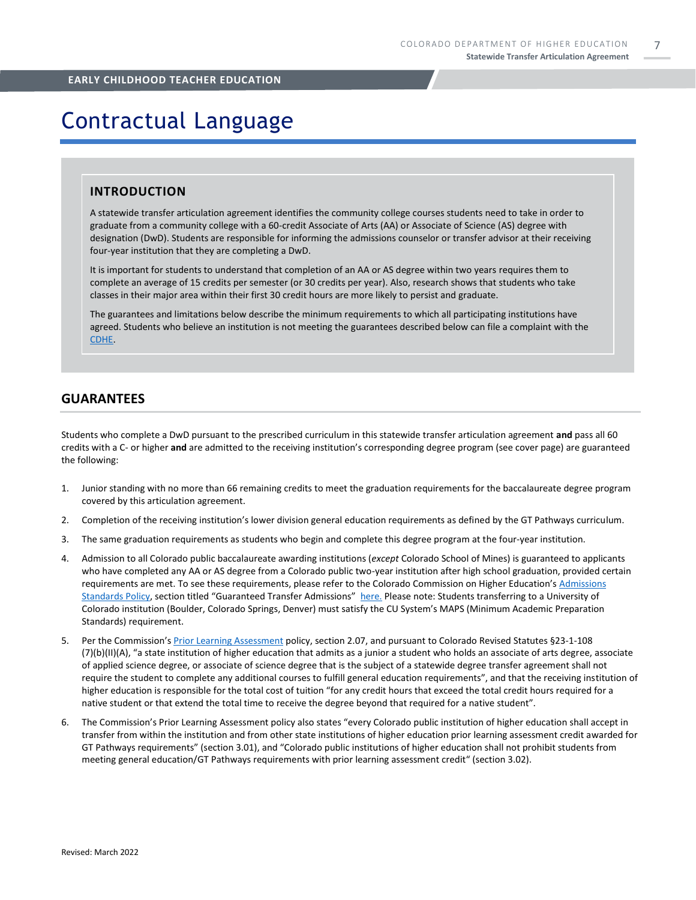EARLY CHILDHOOD TEACHER EDUCATION

# Contractual Language

## INTRODUCTION

A statewide transfer articulation agreement identifies the community college courses students need to take in order to graduate from a community college with a 60-credit Associate of Arts (AA) or Associate of Science (AS) degree with designation (DwD). Students are responsible for informing the admissions counselor or transfer advisor at their receiving four-year institution that they are completing a DwD.

It is important for students to understand that completion of an AA or AS degree within two years requires them to complete an average of 15 credits per semester (or 30 credits per year). Also, research shows that students who take classes in their major area within their first 30 credit hours are more likely to persist and graduate.

The guarantees and limitations below describe the minimum requirements to which all participating institutions have agreed. Students who believe an institution is not meeting the guarantees described below can file a complaint with the CDHE.

## GUARANTEES

Students who complete a DwD pursuant to the prescribed curriculum in this statewide transfer articulation agreement **and** pass all 60 credits with a C- or higher **and** are admitted to the receiving institution's corresponding degree program (see cover page) are guaranteed the following:

1. Junior standing with no more than 66 remaining credits to meet the graduation requirements for the baccalaureate degree program covered by this articulation agreement.
2. Completion of the receiving institution's lower division general education requirements as defined by the GT Pathways curriculum.
3. The same graduation requirements as students who begin and complete this degree program at the four-year institution.
4. Admission to all Colorado public baccalaureate awarding institutions (*except* Colorado School of Mines) is guaranteed to applicants who have completed any AA or AS degree from a Colorado public two-year institution after high school graduation, provided certain requirements are met. To see these requirements, please refer to the Colorado Commission on Higher Education's Admissions Standards Policy, section titled "Guaranteed Transfer Admissions" here. Please note: Students transferring to a University of Colorado institution (Boulder, Colorado Springs, Denver) must satisfy the CU System's MAPS (Minimum Academic Preparation Standards) requirement.
5. Per the Commission's Prior Learning Assessment policy, section 2.07, and pursuant to Colorado Revised Statutes §23-1-108 (7)(b)(II)(A), "a state institution of higher education that admits as a junior a student who holds an associate of arts degree, associate of applied science degree, or associate of science degree that is the subject of a statewide degree transfer agreement shall not require the student to complete any additional courses to fulfill general education requirements", and that the receiving institution of higher education is responsible for the total cost of tuition "for any credit hours that exceed the total credit hours required for a native student or that extend the total time to receive the degree beyond that required for a native student".
6. The Commission's Prior Learning Assessment policy also states "every Colorado public institution of higher education shall accept in transfer from within the institution and from other state institutions of higher education prior learning assessment credit awarded for GT Pathways requirements" (section 3.01), and "Colorado public institutions of higher education shall not prohibit students from meeting general education/GT Pathways requirements with prior learning assessment credit" (section 3.02).

Revised: March 2022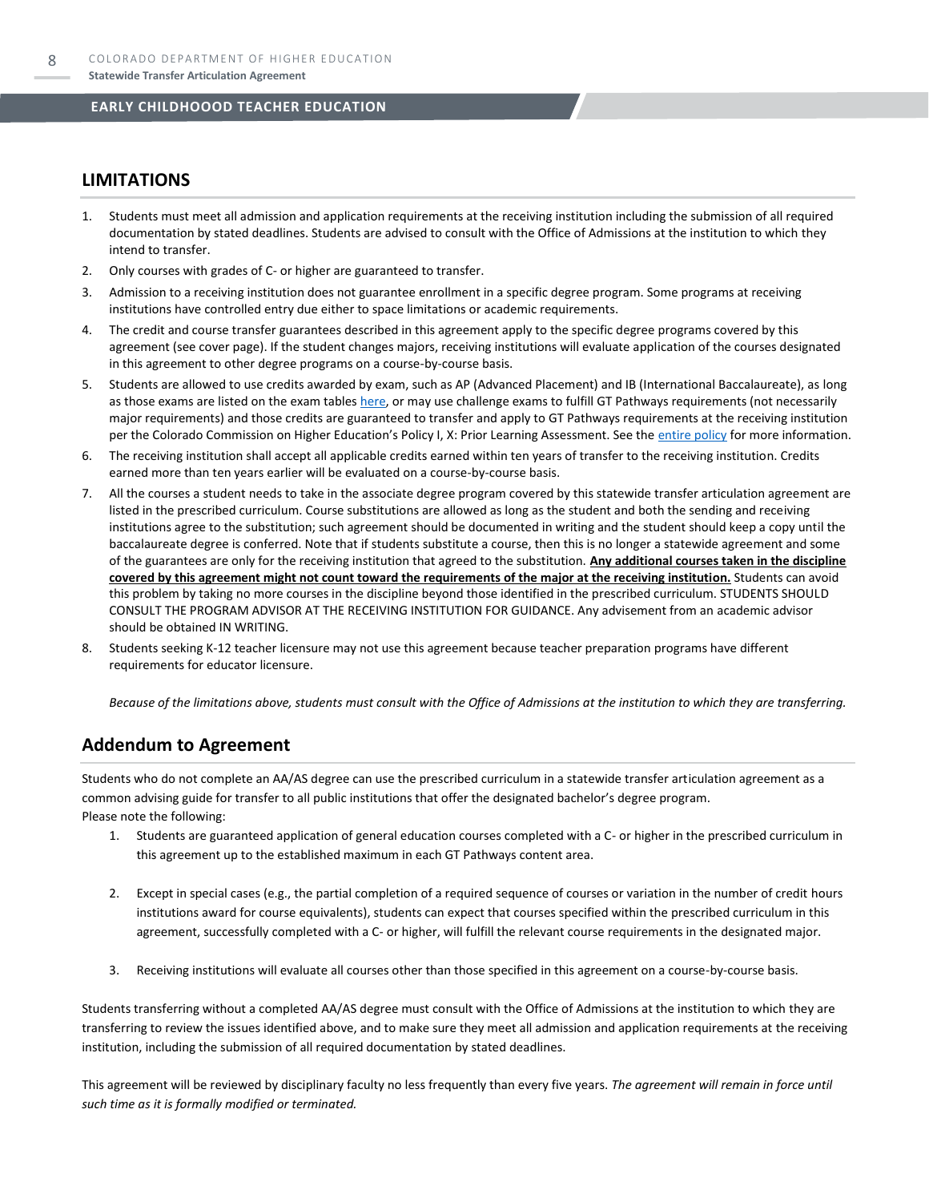## LIMITATIONS

1. Students must meet all admission and application requirements at the receiving institution including the submission of all required documentation by stated deadlines. Students are advised to consult with the Office of Admissions at the institution to which they intend to transfer.
2. Only courses with grades of C- or higher are guaranteed to transfer.
3. Admission to a receiving institution does not guarantee enrollment in a specific degree program. Some programs at receiving institutions have controlled entry due either to space limitations or academic requirements.
4. The credit and course transfer guarantees described in this agreement apply to the specific degree programs covered by this agreement (see cover page). If the student changes majors, receiving institutions will evaluate application of the courses designated in this agreement to other degree programs on a course-by-course basis.
5. Students are allowed to use credits awarded by exam, such as AP (Advanced Placement) and IB (International Baccalaureate), as long as those exams are listed on the exam tables here, or may use challenge exams to fulfill GT Pathways requirements (not necessarily major requirements) and those credits are guaranteed to transfer and apply to GT Pathways requirements at the receiving institution per the Colorado Commission on Higher Education's Policy I, X: Prior Learning Assessment. See the entire policy for more information.
6. The receiving institution shall accept all applicable credits earned within ten years of transfer to the receiving institution. Credits earned more than ten years earlier will be evaluated on a course-by-course basis.
7. All the courses a student needs to take in the associate degree program covered by this statewide transfer articulation agreement are listed in the prescribed curriculum. Course substitutions are allowed as long as the student and both the sending and receiving institutions agree to the substitution; such agreement should be documented in writing and the student should keep a copy until the baccalaureate degree is conferred. Note that if students substitute a course, then this is no longer a statewide agreement and some of the guarantees are only for the receiving institution that agreed to the substitution. **Any additional courses taken in the discipline covered by this agreement might not count toward the requirements of the major at the receiving institution.** Students can avoid this problem by taking no more courses in the discipline beyond those identified in the prescribed curriculum. STUDENTS SHOULD CONSULT THE PROGRAM ADVISOR AT THE RECEIVING INSTITUTION FOR GUIDANCE. Any advisement from an academic advisor should be obtained IN WRITING.
8. Students seeking K-12 teacher licensure may not use this agreement because teacher preparation programs have different requirements for educator licensure.

*Because of the limitations above, students must consult with the Office of Admissions at the institution to which they are transferring.*

## Addendum to Agreement

Students who do not complete an AA/AS degree can use the prescribed curriculum in a statewide transfer articulation agreement as a common advising guide for transfer to all public institutions that offer the designated bachelor's degree program.
Please note the following:

1. Students are guaranteed application of general education courses completed with a C- or higher in the prescribed curriculum in this agreement up to the established maximum in each GT Pathways content area.
2. Except in special cases (e.g., the partial completion of a required sequence of courses or variation in the number of credit hours institutions award for course equivalents), students can expect that courses specified within the prescribed curriculum in this agreement, successfully completed with a C- or higher, will fulfill the relevant course requirements in the designated major.
3. Receiving institutions will evaluate all courses other than those specified in this agreement on a course-by-course basis.

Students transferring without a completed AA/AS degree must consult with the Office of Admissions at the institution to which they are transferring to review the issues identified above, and to make sure they meet all admission and application requirements at the receiving institution, including the submission of all required documentation by stated deadlines.

This agreement will be reviewed by disciplinary faculty no less frequently than every five years. *The agreement will remain in force until such time as it is formally modified or terminated.*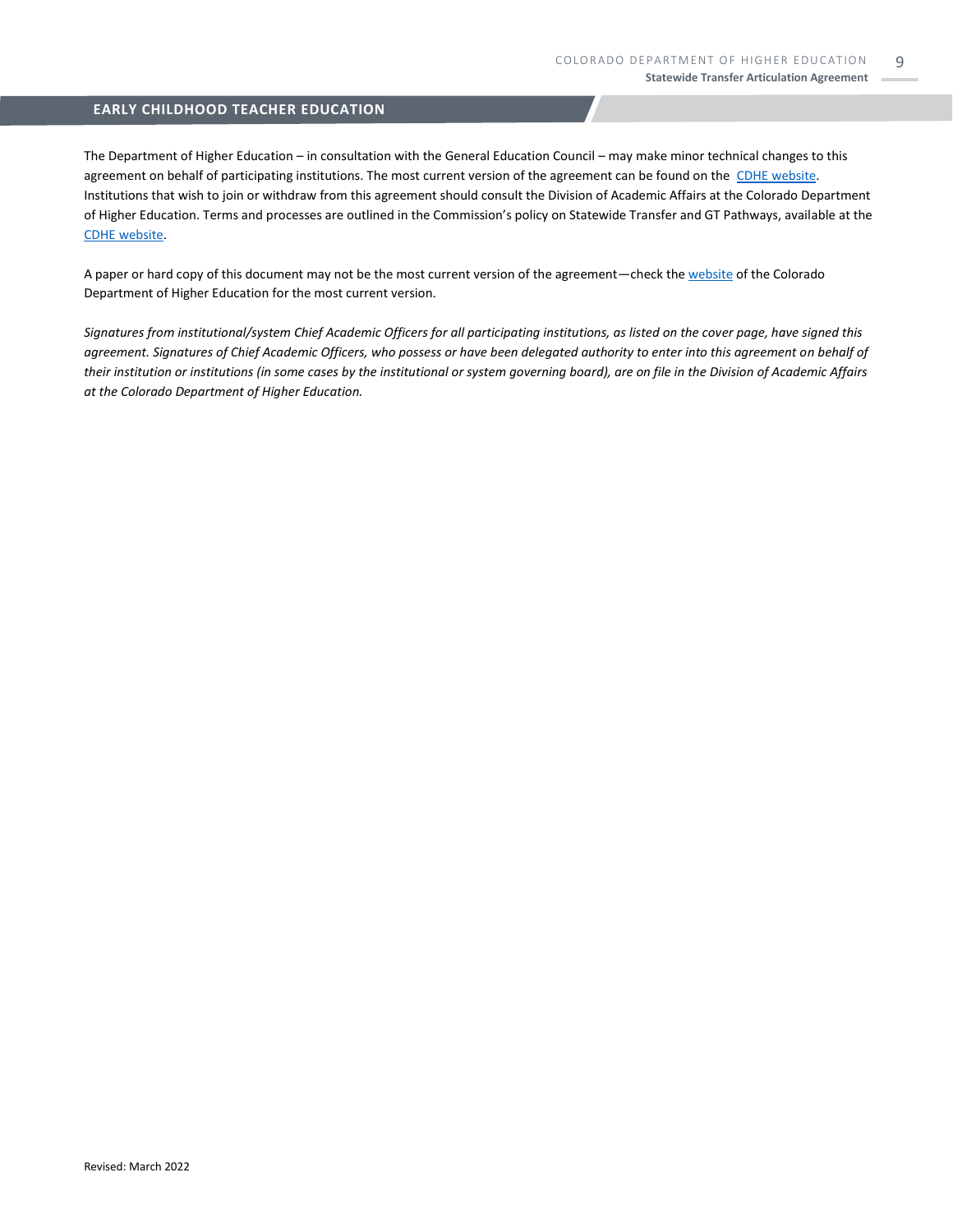## EARLY CHILDHOOD TEACHER EDUCATION

The Department of Higher Education – in consultation with the General Education Council – may make minor technical changes to this agreement on behalf of participating institutions. The most current version of the agreement can be found on the CDHE website. Institutions that wish to join or withdraw from this agreement should consult the Division of Academic Affairs at the Colorado Department of Higher Education. Terms and processes are outlined in the Commission's policy on Statewide Transfer and GT Pathways, available at the CDHE website.

A paper or hard copy of this document may not be the most current version of the agreement—check the website of the Colorado Department of Higher Education for the most current version.

*Signatures from institutional/system Chief Academic Officers for all participating institutions, as listed on the cover page, have signed this agreement. Signatures of Chief Academic Officers, who possess or have been delegated authority to enter into this agreement on behalf of their institution or institutions (in some cases by the institutional or system governing board), are on file in the Division of Academic Affairs at the Colorado Department of Higher Education.*

Revised: March 2022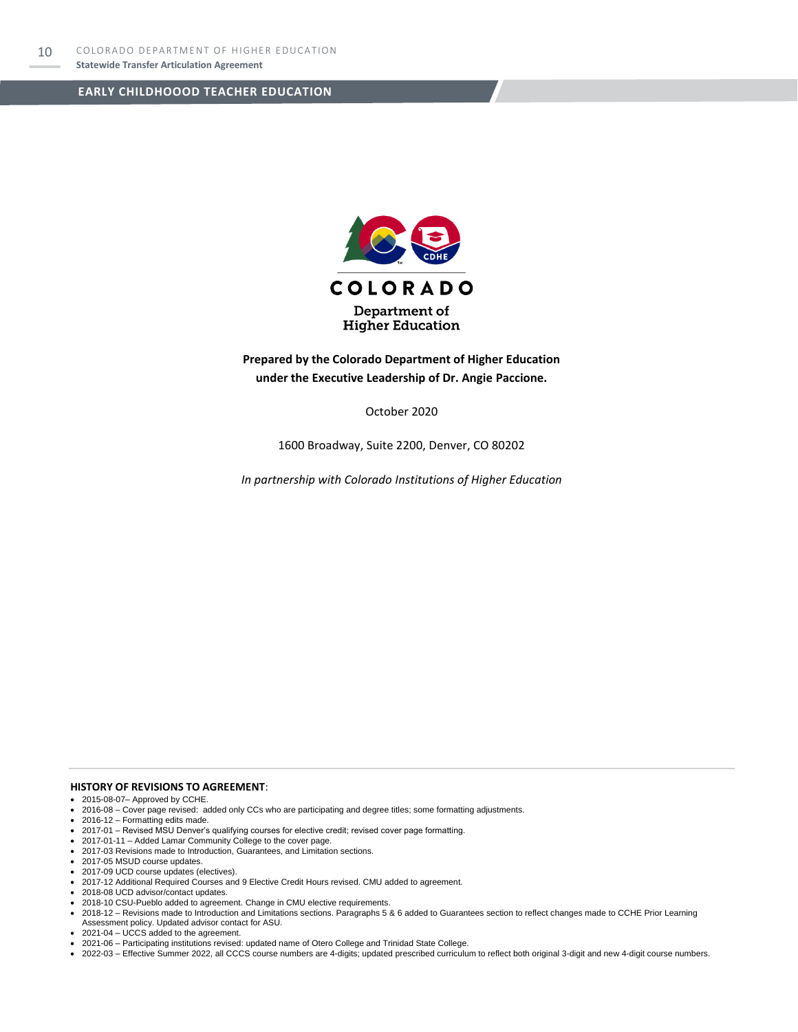## EARLY CHILDHOOOD TEACHER EDUCATION

COLORADO

Department of Higher Education

**Prepared by the Colorado Department of Higher Education under the Executive Leadership of Dr. Angie Paccione.**

October 2020

1600 Broadway, Suite 2200, Denver, CO 80202

*In partnership with Colorado Institutions of Higher Education*

**HISTORY OF REVISIONS TO AGREEMENT**:

- 2015-08-07– Approved by CCHE.
- 2016-08 – Cover page revised: added only CCs who are participating and degree titles; some formatting adjustments.
- 2016-12 – Formatting edits made.
- 2017-01 – Revised MSU Denver's qualifying courses for elective credit; revised cover page formatting.
- 2017-01-11 – Added Lamar Community College to the cover page.
- 2017-03 Revisions made to Introduction, Guarantees, and Limitation sections.
- 2017-05 MSUD course updates.
- 2017-09 UCD course updates (electives).
- 2017-12 Additional Required Courses and 9 Elective Credit Hours revised. CMU added to agreement.
- 2018-08 UCD advisor/contact updates.
- 2018-10 CSU-Pueblo added to agreement. Change in CMU elective requirements.
- 2018-12 – Revisions made to Introduction and Limitations sections. Paragraphs 5 & 6 added to Guarantees section to reflect changes made to CCHE Prior Learning Assessment policy. Updated advisor contact for ASU.
- 2021-04 – UCCS added to the agreement.
- 2021-06 – Participating institutions revised: updated name of Otero College and Trinidad State College.
- 2022-03 – Effective Summer 2022, all CCCS course numbers are 4-digits; updated prescribed curriculum to reflect both original 3-digit and new 4-digit course numbers.